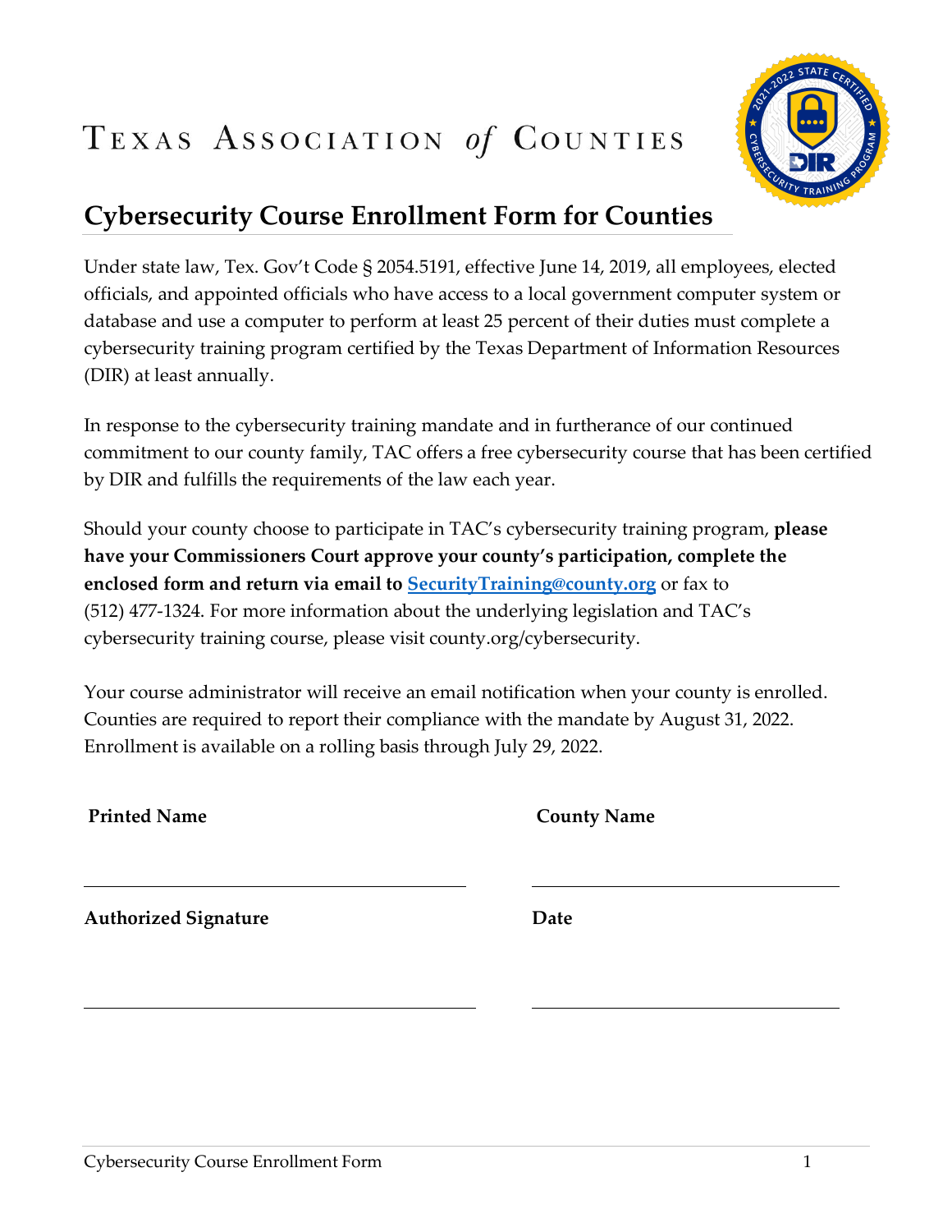# Texas Association of Counties

## Cybersecurity Course Enrollment Form for Counties

Under state law, Tex. Gov't Code § 2054.5191, effective June 14, 2019, all employees, elected officials, and appointed officials who have access to a local government computer system or database and use a computer to perform at least 25 percent of their duties must complete a cybersecurity training program certified by the Texas Department of Information Resources (DIR) at least annually.

In response to the cybersecurity training mandate and in furtherance of our continued commitment to our county family, TAC offers a free cybersecurity course that has been certified by DIR and fulfills the requirements of the law each year.

Should your county choose to participate in TAC's cybersecurity training program, **please have your Commissioners Court approve your county's participation, complete the enclosed form and return via email to [SecurityTraining@county.org](mailto:SecurityTraining@county.org)** or fax to (512) 477-1324. For more information about the underlying legislation and TAC's cybersecurity training course, please visit county.org/cybersecurity.

Your course administrator will receive an email notification when your county is enrolled. Counties are required to report their compliance with the mandate by August 31, 2022. Enrollment is available on a rolling basis through July 29, 2022.

**Printed Name** \_\_\_\_\_\_\_\_\_\_\_\_\_\_\_\_\_\_\_\_\_\_\_\_\_\_\_\_

**County Name** \_\_\_\_\_\_\_\_\_\_\_\_\_\_\_\_\_\_\_\_\_\_\_\_\_\_\_\_

**Authorized Signature** \_\_\_\_\_\_\_\_\_\_\_\_\_\_\_\_\_\_\_\_\_\_\_\_\_\_\_\_

**Date** \_\_\_\_\_\_\_\_\_\_\_\_\_\_\_\_\_\_\_\_\_\_\_\_\_\_\_\_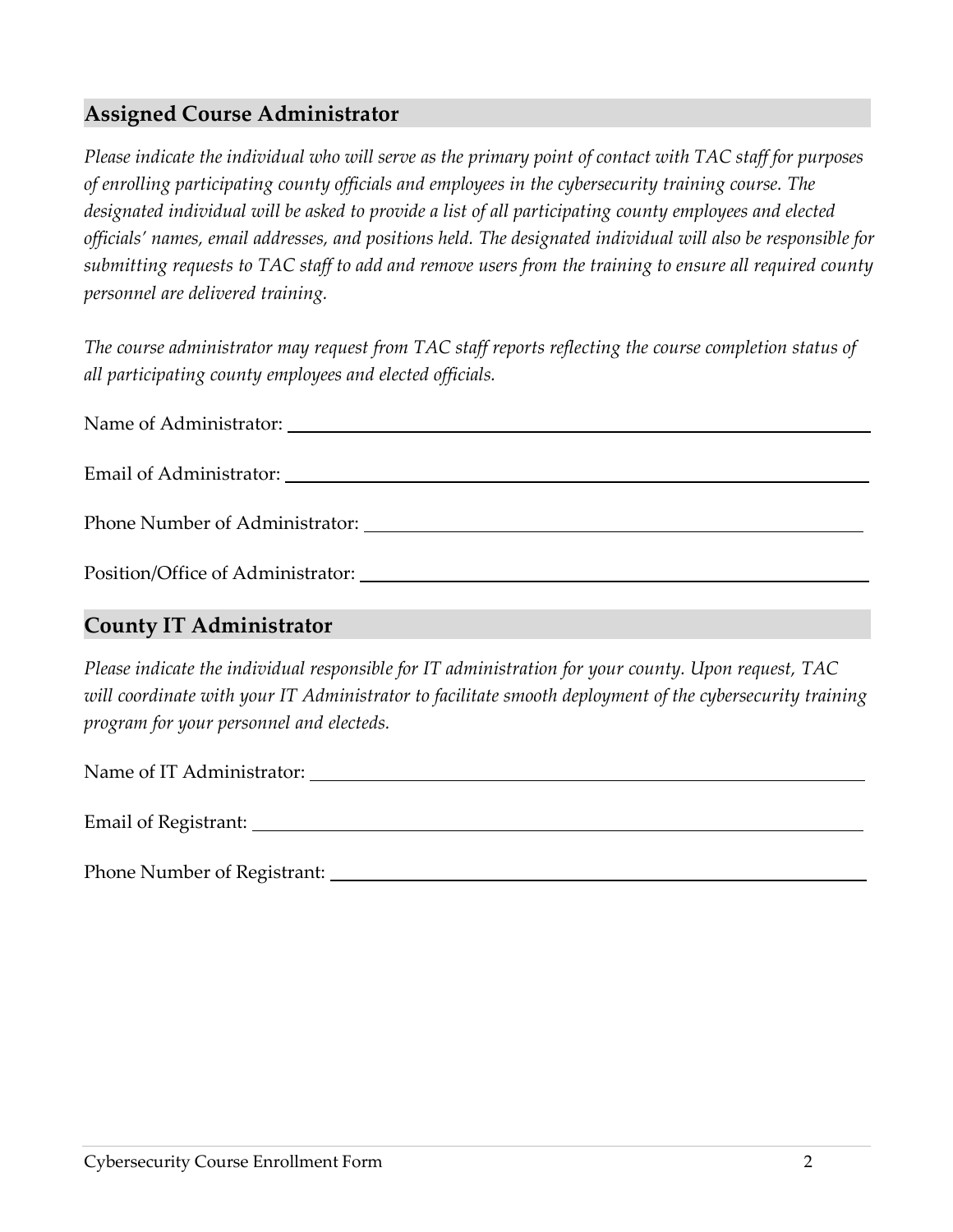## Assigned Course Administrator

*Please indicate the individual who will serve as the primary point of contact with TAC staff for purposes of enrolling participating county officials and employees in the cybersecurity training course. The designated individual will be asked to provide a list of all participating county employees and elected officials' names, email addresses, and positions held. The designated individual will also be responsible for submitting requests to TAC staff to add and remove users from the training to ensure all required county personnel are delivered training.*

*The course administrator may request from TAC staff reports reflecting the course completion status of all participating county employees and elected officials.*

Name of Administrator: ______________________________

Email of Administrator: ______________________________

Phone Number of Administrator: ______________________________

Position/Office of Administrator: ______________________________

## County IT Administrator

*Please indicate the individual responsible for IT administration for your county. Upon request, TAC will coordinate with your IT Administrator to facilitate smooth deployment of the cybersecurity training program for your personnel and electeds.*

Name of IT Administrator: ______________________________

Email of Registrant: ______________________________

Phone Number of Registrant: ______________________________